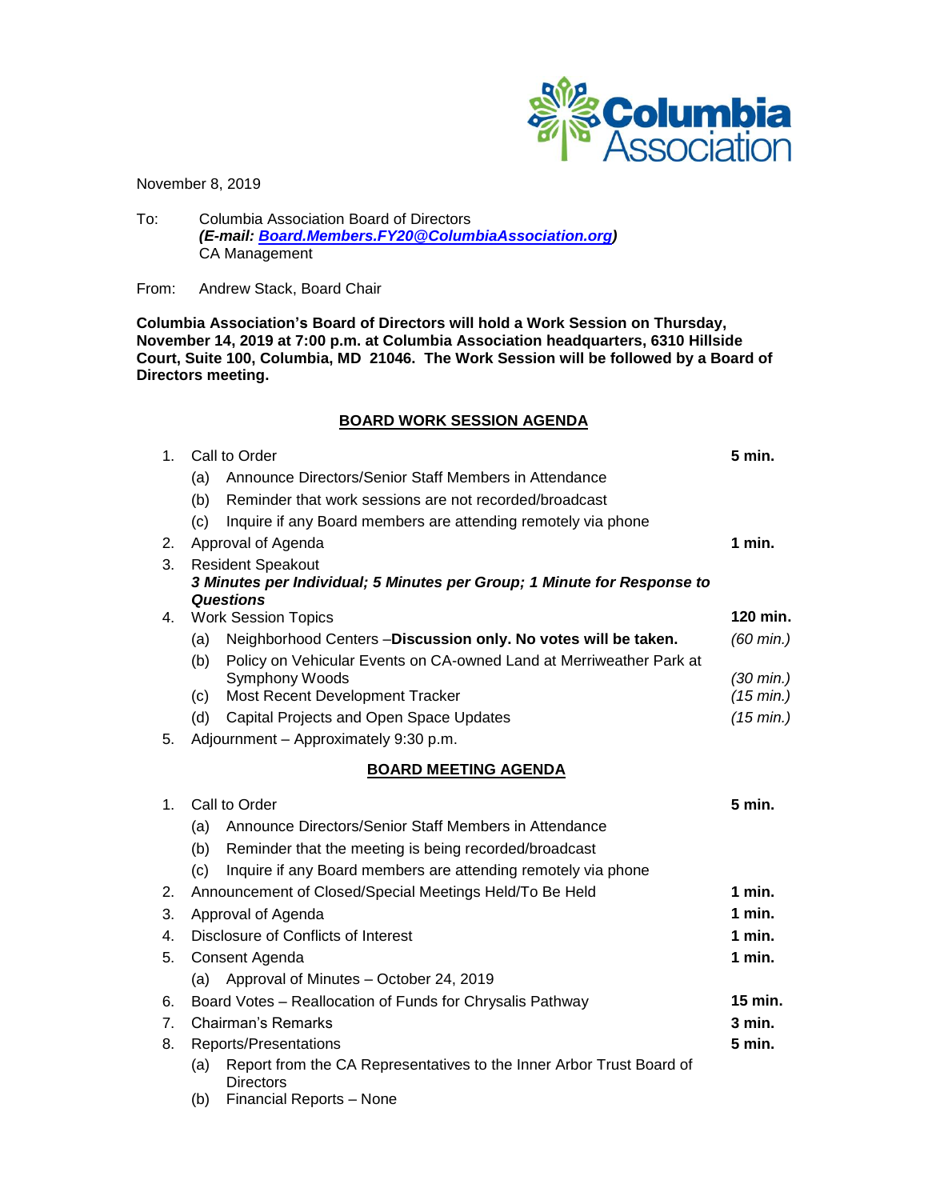Columbia Association

November 8, 2019

To: Columbia Association Board of Directors
***(E-mail: Board.Members.FY20@ColumbiaAssociation.org)***
CA Management

From: Andrew Stack, Board Chair

**Columbia Association's Board of Directors will hold a Work Session on Thursday, November 14, 2019 at 7:00 p.m. at Columbia Association headquarters, 6310 Hillside Court, Suite 100, Columbia, MD 21046. The Work Session will be followed by a Board of Directors meeting.**

## BOARD WORK SESSION AGENDA

1. Call to Order **5 min.**
   - (a) Announce Directors/Senior Staff Members in Attendance
   - (b) Reminder that work sessions are not recorded/broadcast
   - (c) Inquire if any Board members are attending remotely via phone
2. Approval of Agenda **1 min.**
3. Resident Speakout
   ***3 Minutes per Individual; 5 Minutes per Group; 1 Minute for Response to Questions***
4. Work Session Topics **120 min.**
   - (a) Neighborhood Centers –**Discussion only. No votes will be taken.** *(60 min.)*
   - (b) Policy on Vehicular Events on CA-owned Land at Merriweather Park at Symphony Woods *(30 min.)*
   - (c) Most Recent Development Tracker *(15 min.)*
   - (d) Capital Projects and Open Space Updates *(15 min.)*
5. Adjournment – Approximately 9:30 p.m.

## BOARD MEETING AGENDA

1. Call to Order **5 min.**
   - (a) Announce Directors/Senior Staff Members in Attendance
   - (b) Reminder that the meeting is being recorded/broadcast
   - (c) Inquire if any Board members are attending remotely via phone
2. Announcement of Closed/Special Meetings Held/To Be Held **1 min.**
3. Approval of Agenda **1 min.**
4. Disclosure of Conflicts of Interest **1 min.**
5. Consent Agenda **1 min.**
   - (a) Approval of Minutes – October 24, 2019
6. Board Votes – Reallocation of Funds for Chrysalis Pathway **15 min.**
7. Chairman's Remarks **3 min.**
8. Reports/Presentations **5 min.**
   - (a) Report from the CA Representatives to the Inner Arbor Trust Board of Directors
   - (b) Financial Reports – None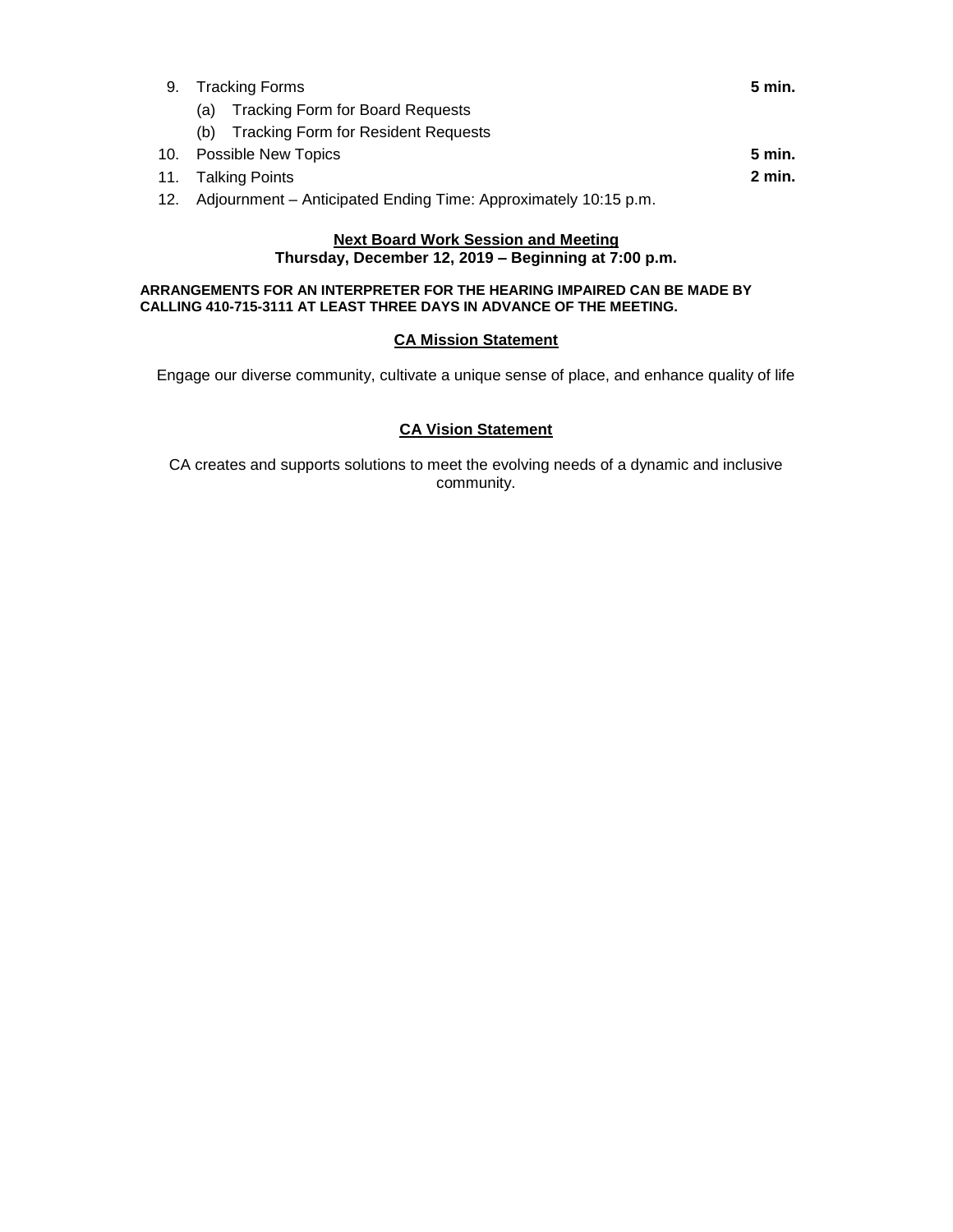9. Tracking Forms **5 min.**
    (a) Tracking Form for Board Requests
    (b) Tracking Form for Resident Requests
10. Possible New Topics **5 min.**
11. Talking Points **2 min.**
12. Adjournment – Anticipated Ending Time: Approximately 10:15 p.m.

**Next Board Work Session and Meeting**
**Thursday, December 12, 2019 – Beginning at 7:00 p.m.**

**ARRANGEMENTS FOR AN INTERPRETER FOR THE HEARING IMPAIRED CAN BE MADE BY CALLING 410-715-3111 AT LEAST THREE DAYS IN ADVANCE OF THE MEETING.**

**CA Mission Statement**

Engage our diverse community, cultivate a unique sense of place, and enhance quality of life

**CA Vision Statement**

CA creates and supports solutions to meet the evolving needs of a dynamic and inclusive community.